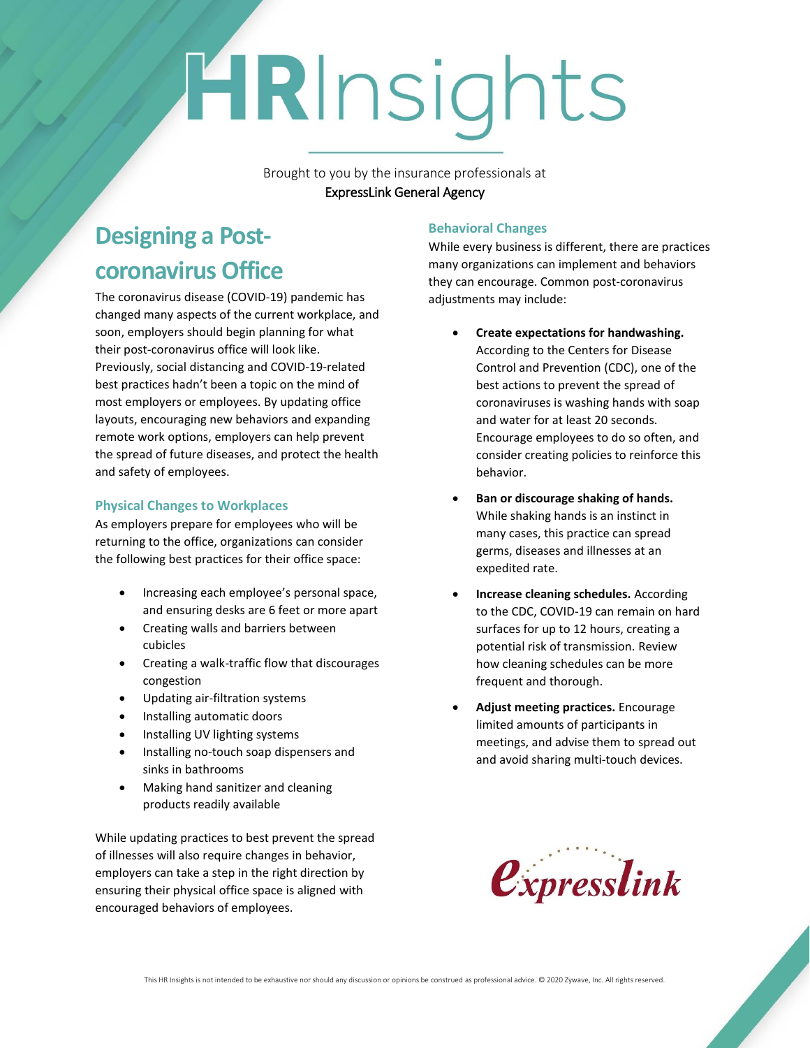# HRInsights

Brought to you by the insurance professionals at
ExpressLink General Agency

## Designing a Post-coronavirus Office

The coronavirus disease (COVID-19) pandemic has changed many aspects of the current workplace, and soon, employers should begin planning for what their post-coronavirus office will look like. Previously, social distancing and COVID-19-related best practices hadn't been a topic on the mind of most employers or employees. By updating office layouts, encouraging new behaviors and expanding remote work options, employers can help prevent the spread of future diseases, and protect the health and safety of employees.

### Physical Changes to Workplaces

As employers prepare for employees who will be returning to the office, organizations can consider the following best practices for their office space:

- Increasing each employee's personal space, and ensuring desks are 6 feet or more apart
- Creating walls and barriers between cubicles
- Creating a walk-traffic flow that discourages congestion
- Updating air-filtration systems
- Installing automatic doors
- Installing UV lighting systems
- Installing no-touch soap dispensers and sinks in bathrooms
- Making hand sanitizer and cleaning products readily available

While updating practices to best prevent the spread of illnesses will also require changes in behavior, employers can take a step in the right direction by ensuring their physical office space is aligned with encouraged behaviors of employees.

### Behavioral Changes

While every business is different, there are practices many organizations can implement and behaviors they can encourage. Common post-coronavirus adjustments may include:

- **Create expectations for handwashing.** According to the Centers for Disease Control and Prevention (CDC), one of the best actions to prevent the spread of coronaviruses is washing hands with soap and water for at least 20 seconds. Encourage employees to do so often, and consider creating policies to reinforce this behavior.
- **Ban or discourage shaking of hands.** While shaking hands is an instinct in many cases, this practice can spread germs, diseases and illnesses at an expedited rate.
- **Increase cleaning schedules.** According to the CDC, COVID-19 can remain on hard surfaces for up to 12 hours, creating a potential risk of transmission. Review how cleaning schedules can be more frequent and thorough.
- **Adjust meeting practices.** Encourage limited amounts of participants in meetings, and advise them to spread out and avoid sharing multi-touch devices.

expresslink

This HR Insights is not intended to be exhaustive nor should any discussion or opinions be construed as professional advice. © 2020 Zywave, Inc. All rights reserved.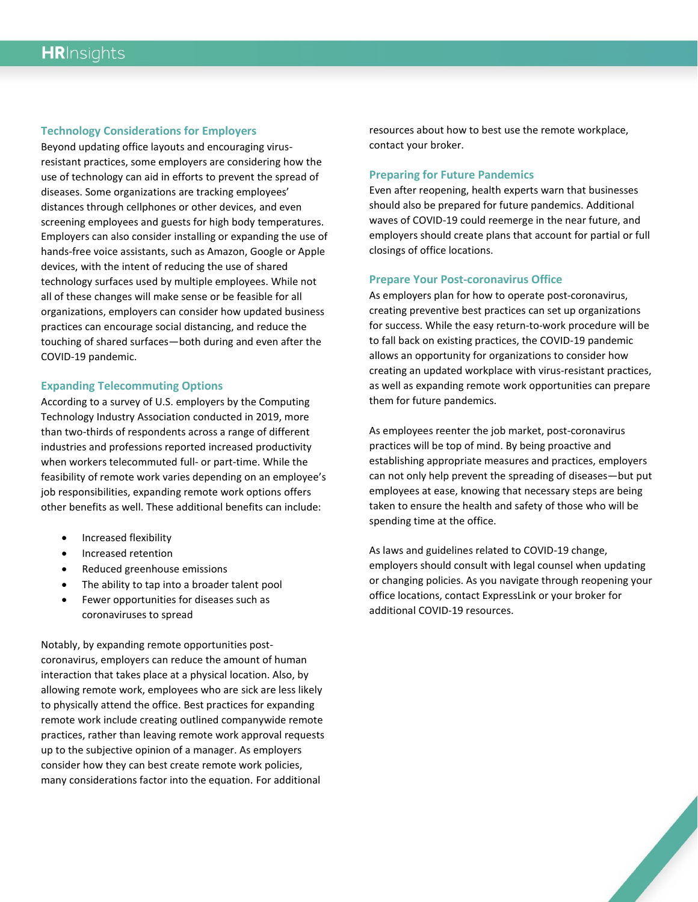## Technology Considerations for Employers

Beyond updating office layouts and encouraging virus-resistant practices, some employers are considering how the use of technology can aid in efforts to prevent the spread of diseases. Some organizations are tracking employees' distances through cellphones or other devices, and even screening employees and guests for high body temperatures. Employers can also consider installing or expanding the use of hands-free voice assistants, such as Amazon, Google or Apple devices, with the intent of reducing the use of shared technology surfaces used by multiple employees. While not all of these changes will make sense or be feasible for all organizations, employers can consider how updated business practices can encourage social distancing, and reduce the touching of shared surfaces—both during and even after the COVID-19 pandemic.

## Expanding Telecommuting Options

According to a survey of U.S. employers by the Computing Technology Industry Association conducted in 2019, more than two-thirds of respondents across a range of different industries and professions reported increased productivity when workers telecommuted full- or part-time. While the feasibility of remote work varies depending on an employee's job responsibilities, expanding remote work options offers other benefits as well. These additional benefits can include:

- Increased flexibility
- Increased retention
- Reduced greenhouse emissions
- The ability to tap into a broader talent pool
- Fewer opportunities for diseases such as coronaviruses to spread

Notably, by expanding remote opportunities post-coronavirus, employers can reduce the amount of human interaction that takes place at a physical location. Also, by allowing remote work, employees who are sick are less likely to physically attend the office. Best practices for expanding remote work include creating outlined companywide remote practices, rather than leaving remote work approval requests up to the subjective opinion of a manager. As employers consider how they can best create remote work policies, many considerations factor into the equation. For additional resources about how to best use the remote workplace, contact your broker.

## Preparing for Future Pandemics

Even after reopening, health experts warn that businesses should also be prepared for future pandemics. Additional waves of COVID-19 could reemerge in the near future, and employers should create plans that account for partial or full closings of office locations.

## Prepare Your Post-coronavirus Office

As employers plan for how to operate post-coronavirus, creating preventive best practices can set up organizations for success. While the easy return-to-work procedure will be to fall back on existing practices, the COVID-19 pandemic allows an opportunity for organizations to consider how creating an updated workplace with virus-resistant practices, as well as expanding remote work opportunities can prepare them for future pandemics.

As employees reenter the job market, post-coronavirus practices will be top of mind. By being proactive and establishing appropriate measures and practices, employers can not only help prevent the spreading of diseases—but put employees at ease, knowing that necessary steps are being taken to ensure the health and safety of those who will be spending time at the office.

As laws and guidelines related to COVID-19 change, employers should consult with legal counsel when updating or changing policies. As you navigate through reopening your office locations, contact ExpressLink or your broker for additional COVID-19 resources.